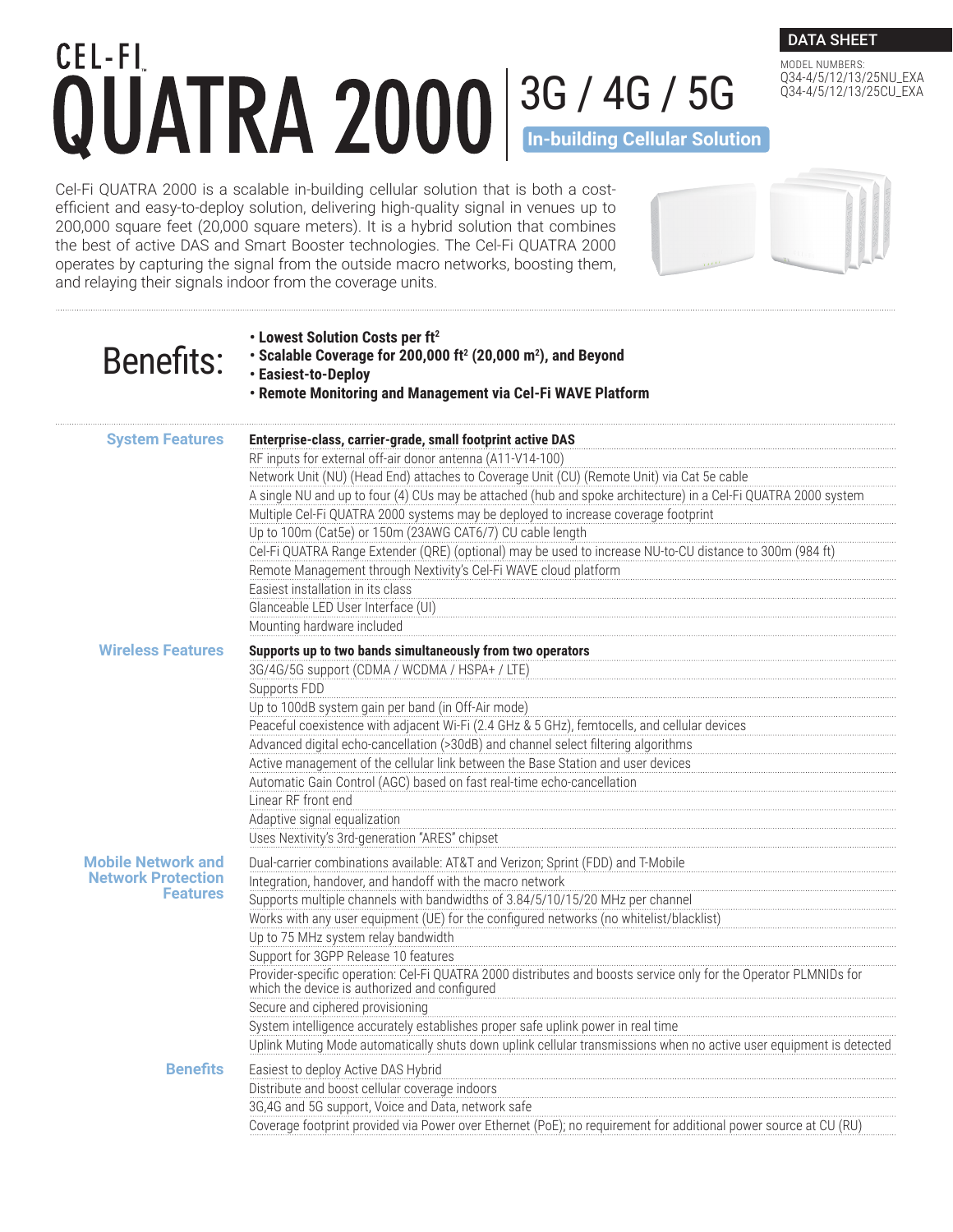DATA SHEET

MODEL NUMBERS:
Q34-4/5/12/13/25NU_EXA
Q34-4/5/12/13/25CU_EXA

# CEL-FI™ QUATRA 2000 | 3G / 4G / 5G

**In-building Cellular Solution**

Cel-Fi QUATRA 2000 is a scalable in-building cellular solution that is both a cost-efficient and easy-to-deploy solution, delivering high-quality signal in venues up to 200,000 square feet (20,000 square meters). It is a hybrid solution that combines the best of active DAS and Smart Booster technologies. The Cel-Fi QUATRA 2000 operates by capturing the signal from the outside macro networks, boosting them, and relaying their signals indoor from the coverage units.

## Benefits:

- **Lowest Solution Costs per ft²**
- **Scalable Coverage for 200,000 ft² (20,000 m²), and Beyond**
- **Easiest-to-Deploy**
- **Remote Monitoring and Management via Cel-Fi WAVE Platform**

### System Features

- **Enterprise-class, carrier-grade, small footprint active DAS**
- RF inputs for external off-air donor antenna (A11-V14-100)
- Network Unit (NU) (Head End) attaches to Coverage Unit (CU) (Remote Unit) via Cat 5e cable
- A single NU and up to four (4) CUs may be attached (hub and spoke architecture) in a Cel-Fi QUATRA 2000 system
- Multiple Cel-Fi QUATRA 2000 systems may be deployed to increase coverage footprint
- Up to 100m (Cat5e) or 150m (23AWG CAT6/7) CU cable length
- Cel-Fi QUATRA Range Extender (QRE) (optional) may be used to increase NU-to-CU distance to 300m (984 ft)
- Remote Management through Nextivity's Cel-Fi WAVE cloud platform
- Easiest installation in its class
- Glanceable LED User Interface (UI)
- Mounting hardware included

### Wireless Features

- **Supports up to two bands simultaneously from two operators**
- 3G/4G/5G support (CDMA / WCDMA / HSPA+ / LTE)
- Supports FDD
- Up to 100dB system gain per band (in Off-Air mode)
- Peaceful coexistence with adjacent Wi-Fi (2.4 GHz & 5 GHz), femtocells, and cellular devices
- Advanced digital echo-cancellation (>30dB) and channel select filtering algorithms
- Active management of the cellular link between the Base Station and user devices
- Automatic Gain Control (AGC) based on fast real-time echo-cancellation
- Linear RF front end
- Adaptive signal equalization
- Uses Nextivity's 3rd-generation "ARES" chipset

### Mobile Network and Network Protection Features

- Dual-carrier combinations available: AT&T and Verizon; Sprint (FDD) and T-Mobile
- Integration, handover, and handoff with the macro network
- Supports multiple channels with bandwidths of 3.84/5/10/15/20 MHz per channel
- Works with any user equipment (UE) for the configured networks (no whitelist/blacklist)
- Up to 75 MHz system relay bandwidth
- Support for 3GPP Release 10 features
- Provider-specific operation: Cel-Fi QUATRA 2000 distributes and boosts service only for the Operator PLMNIDs for which the device is authorized and configured
- Secure and ciphered provisioning
- System intelligence accurately establishes proper safe uplink power in real time
- Uplink Muting Mode automatically shuts down uplink cellular transmissions when no active user equipment is detected

### Benefits

- Easiest to deploy Active DAS Hybrid
- Distribute and boost cellular coverage indoors
- 3G,4G and 5G support, Voice and Data, network safe
- Coverage footprint provided via Power over Ethernet (PoE); no requirement for additional power source at CU (RU)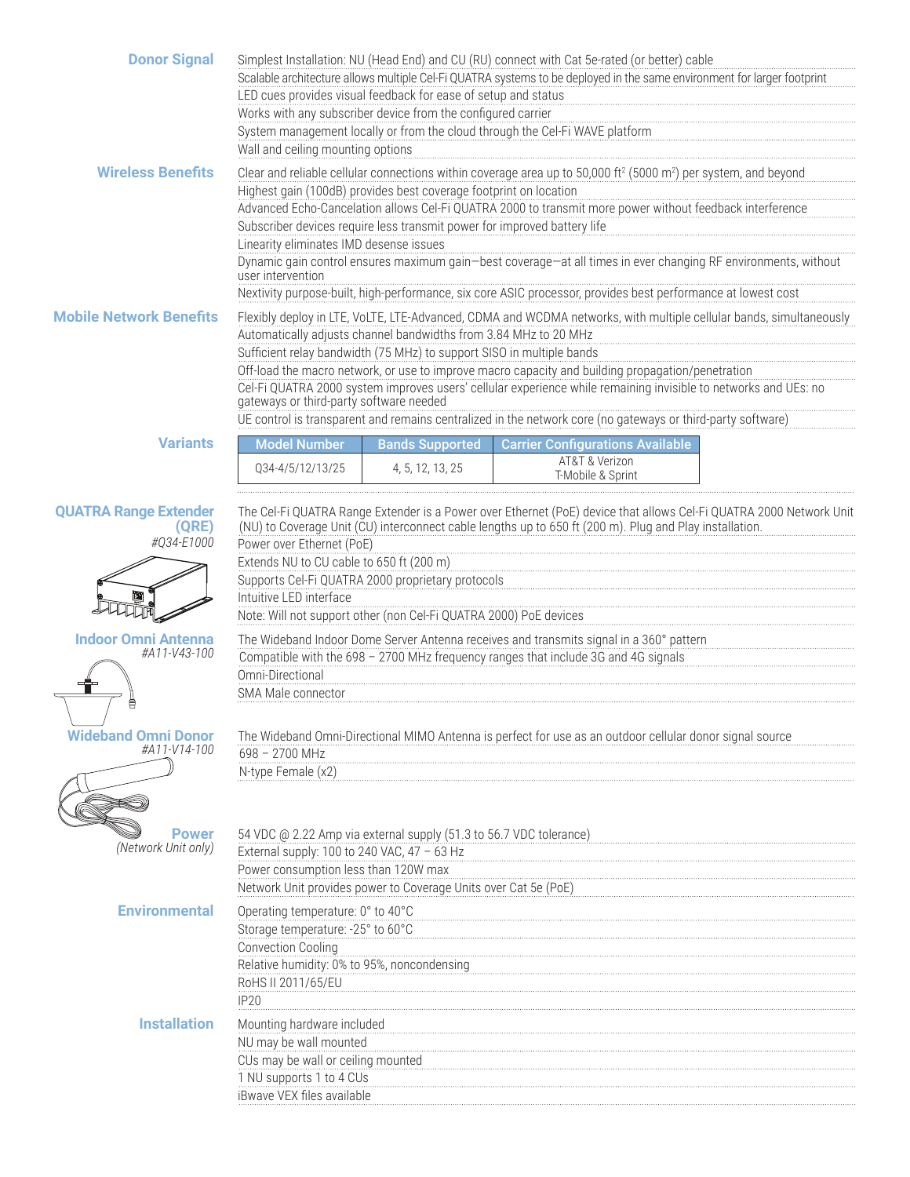## Donor Signal

- Simplest Installation: NU (Head End) and CU (RU) connect with Cat 5e-rated (or better) cable
- Scalable architecture allows multiple Cel-Fi QUATRA systems to be deployed in the same environment for larger footprint
- LED cues provides visual feedback for ease of setup and status
- Works with any subscriber device from the configured carrier
- System management locally or from the cloud through the Cel-Fi WAVE platform
- Wall and ceiling mounting options

## Wireless Benefits

- Clear and reliable cellular connections within coverage area up to 50,000 ft² (5000 m²) per system, and beyond
- Highest gain (100dB) provides best coverage footprint on location
- Advanced Echo-Cancelation allows Cel-Fi QUATRA 2000 to transmit more power without feedback interference
- Subscriber devices require less transmit power for improved battery life
- Linearity eliminates IMD desense issues
- Dynamic gain control ensures maximum gain—best coverage—at all times in ever changing RF environments, without user intervention
- Nextivity purpose-built, high-performance, six core ASIC processor, provides best performance at lowest cost

## Mobile Network Benefits

- Flexibly deploy in LTE, VoLTE, LTE-Advanced, CDMA and WCDMA networks, with multiple cellular bands, simultaneously
- Automatically adjusts channel bandwidths from 3.84 MHz to 20 MHz
- Sufficient relay bandwidth (75 MHz) to support SISO in multiple bands
- Off-load the macro network, or use to improve macro capacity and building propagation/penetration
- Cel-Fi QUATRA 2000 system improves users' cellular experience while remaining invisible to networks and UEs: no gateways or third-party software needed
- UE control is transparent and remains centralized in the network core (no gateways or third-party software)

## Variants

| Model Number | Bands Supported | Carrier Configurations Available |
|---|---|---|
| Q34-4/5/12/13/25 | 4, 5, 12, 13, 25 | AT&T & Verizon<br>T-Mobile & Sprint |

## QUATRA Range Extender (QRE)

*#Q34-E1000*

- The Cel-Fi QUATRA Range Extender is a Power over Ethernet (PoE) device that allows Cel-Fi QUATRA 2000 Network Unit (NU) to Coverage Unit (CU) interconnect cable lengths up to 650 ft (200 m). Plug and Play installation.
- Power over Ethernet (PoE)
- Extends NU to CU cable to 650 ft (200 m)
- Supports Cel-Fi QUATRA 2000 proprietary protocols
- Intuitive LED interface
- Note: Will not support other (non Cel-Fi QUATRA 2000) PoE devices

## Indoor Omni Antenna

*#A11-V43-100*

- The Wideband Indoor Dome Server Antenna receives and transmits signal in a 360° pattern
- Compatible with the 698 – 2700 MHz frequency ranges that include 3G and 4G signals
- Omni-Directional
- SMA Male connector

## Wideband Omni Donor

*#A11-V14-100*

- The Wideband Omni-Directional MIMO Antenna is perfect for use as an outdoor cellular donor signal source
- 698 – 2700 MHz
- N-type Female (x2)

## Power

*(Network Unit only)*

- 54 VDC @ 2.22 Amp via external supply (51.3 to 56.7 VDC tolerance)
- External supply: 100 to 240 VAC, 47 – 63 Hz
- Power consumption less than 120W max
- Network Unit provides power to Coverage Units over Cat 5e (PoE)

## Environmental

- Operating temperature: 0° to 40°C
- Storage temperature: -25° to 60°C
- Convection Cooling
- Relative humidity: 0% to 95%, noncondensing
- RoHS II 2011/65/EU
- IP20

## Installation

- Mounting hardware included
- NU may be wall mounted
- CUs may be wall or ceiling mounted
- 1 NU supports 1 to 4 CUs
- iBwave VEX files available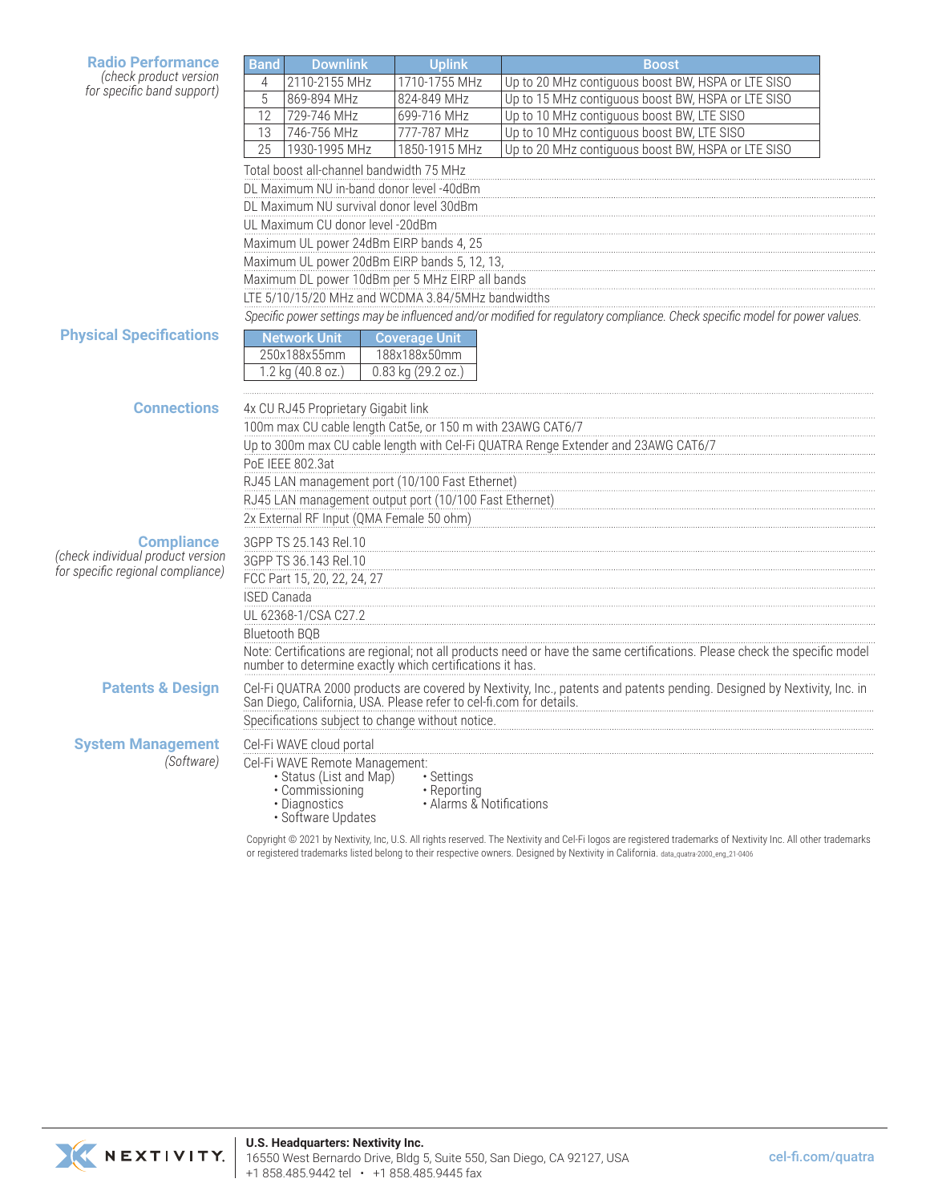## Radio Performance

*(check product version for specific band support)*

| Band | Downlink | Uplink | Boost |
|---|---|---|---|
| 4 | 2110-2155 MHz | 1710-1755 MHz | Up to 20 MHz contiguous boost BW, HSPA or LTE SISO |
| 5 | 869-894 MHz | 824-849 MHz | Up to 15 MHz contiguous boost BW, HSPA or LTE SISO |
| 12 | 729-746 MHz | 699-716 MHz | Up to 10 MHz contiguous boost BW, LTE SISO |
| 13 | 746-756 MHz | 777-787 MHz | Up to 10 MHz contiguous boost BW, LTE SISO |
| 25 | 1930-1995 MHz | 1850-1915 MHz | Up to 20 MHz contiguous boost BW, HSPA or LTE SISO |

Total boost all-channel bandwidth 75 MHz

DL Maximum NU in-band donor level -40dBm

DL Maximum NU survival donor level 30dBm

UL Maximum CU donor level -20dBm

Maximum UL power 24dBm EIRP bands 4, 25

Maximum UL power 20dBm EIRP bands 5, 12, 13,

Maximum DL power 10dBm per 5 MHz EIRP all bands

LTE 5/10/15/20 MHz and WCDMA 3.84/5MHz bandwidths

*Specific power settings may be influenced and/or modified for regulatory compliance. Check specific model for power values.*

## Physical Specifications

| Network Unit | Coverage Unit |
|---|---|
| 250x188x55mm | 188x188x50mm |
| 1.2 kg (40.8 oz.) | 0.83 kg (29.2 oz.) |

## Connections

4x CU RJ45 Proprietary Gigabit link

100m max CU cable length Cat5e, or 150 m with 23AWG CAT6/7

Up to 300m max CU cable length with Cel-Fi QUATRA Renge Extender and 23AWG CAT6/7

PoE IEEE 802.3at

RJ45 LAN management port (10/100 Fast Ethernet)

RJ45 LAN management output port (10/100 Fast Ethernet)

2x External RF Input (QMA Female 50 ohm)

## Compliance

*(check individual product version for specific regional compliance)*

3GPP TS 25.143 Rel.10

3GPP TS 36.143 Rel.10

FCC Part 15, 20, 22, 24, 27

ISED Canada

UL 62368-1/CSA C27.2

Bluetooth BQB

Note: Certifications are regional; not all products need or have the same certifications. Please check the specific model number to determine exactly which certifications it has.

## Patents & Design

Cel-Fi QUATRA 2000 products are covered by Nextivity, Inc., patents and patents pending. Designed by Nextivity, Inc. in San Diego, California, USA. Please refer to cel-fi.com for details.

Specifications subject to change without notice.

## System Management

*(Software)*

Cel-Fi WAVE cloud portal

Cel-Fi WAVE Remote Management:

- Status (List and Map)
- Commissioning
- Diagnostics
- Software Updates
- Settings
- Reporting
- Alarms & Notifications

Copyright © 2021 by Nextivity, Inc, U.S. All rights reserved. The Nextivity and Cel-Fi logos are registered trademarks of Nextivity Inc. All other trademarks or registered trademarks listed belong to their respective owners. Designed by Nextivity in California. data_quatra-2000_eng_21-0406

NEXTIVITY.

**U.S. Headquarters: Nextivity Inc.**
16550 West Bernardo Drive, Bldg 5, Suite 550, San Diego, CA 92127, USA
+1 858.485.9442 tel • +1 858.485.9445 fax

cel-fi.com/quatra